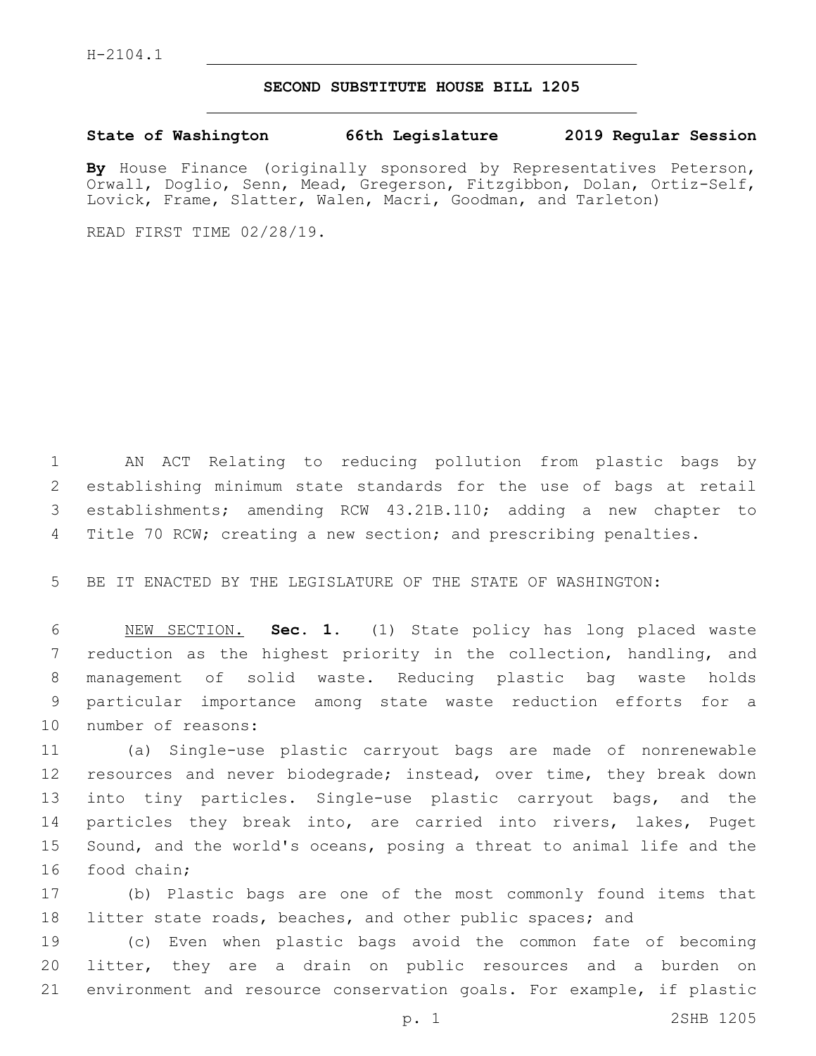H-2104.1

# SECOND SUBSTITUTE HOUSE BILL 1205

**State of Washington 66th Legislature 2019 Regular Session**

**By** House Finance (originally sponsored by Representatives Peterson, Orwall, Doglio, Senn, Mead, Gregerson, Fitzgibbon, Dolan, Ortiz-Self, Lovick, Frame, Slatter, Walen, Macri, Goodman, and Tarleton)

READ FIRST TIME 02/28/19.

AN ACT Relating to reducing pollution from plastic bags by establishing minimum state standards for the use of bags at retail establishments; amending RCW 43.21B.110; adding a new chapter to Title 70 RCW; creating a new section; and prescribing penalties.

BE IT ENACTED BY THE LEGISLATURE OF THE STATE OF WASHINGTON:

NEW SECTION. **Sec. 1.** (1) State policy has long placed waste reduction as the highest priority in the collection, handling, and management of solid waste. Reducing plastic bag waste holds particular importance among state waste reduction efforts for a number of reasons:

(a) Single-use plastic carryout bags are made of nonrenewable resources and never biodegrade; instead, over time, they break down into tiny particles. Single-use plastic carryout bags, and the particles they break into, are carried into rivers, lakes, Puget Sound, and the world's oceans, posing a threat to animal life and the food chain;

(b) Plastic bags are one of the most commonly found items that litter state roads, beaches, and other public spaces; and

(c) Even when plastic bags avoid the common fate of becoming litter, they are a drain on public resources and a burden on environment and resource conservation goals. For example, if plastic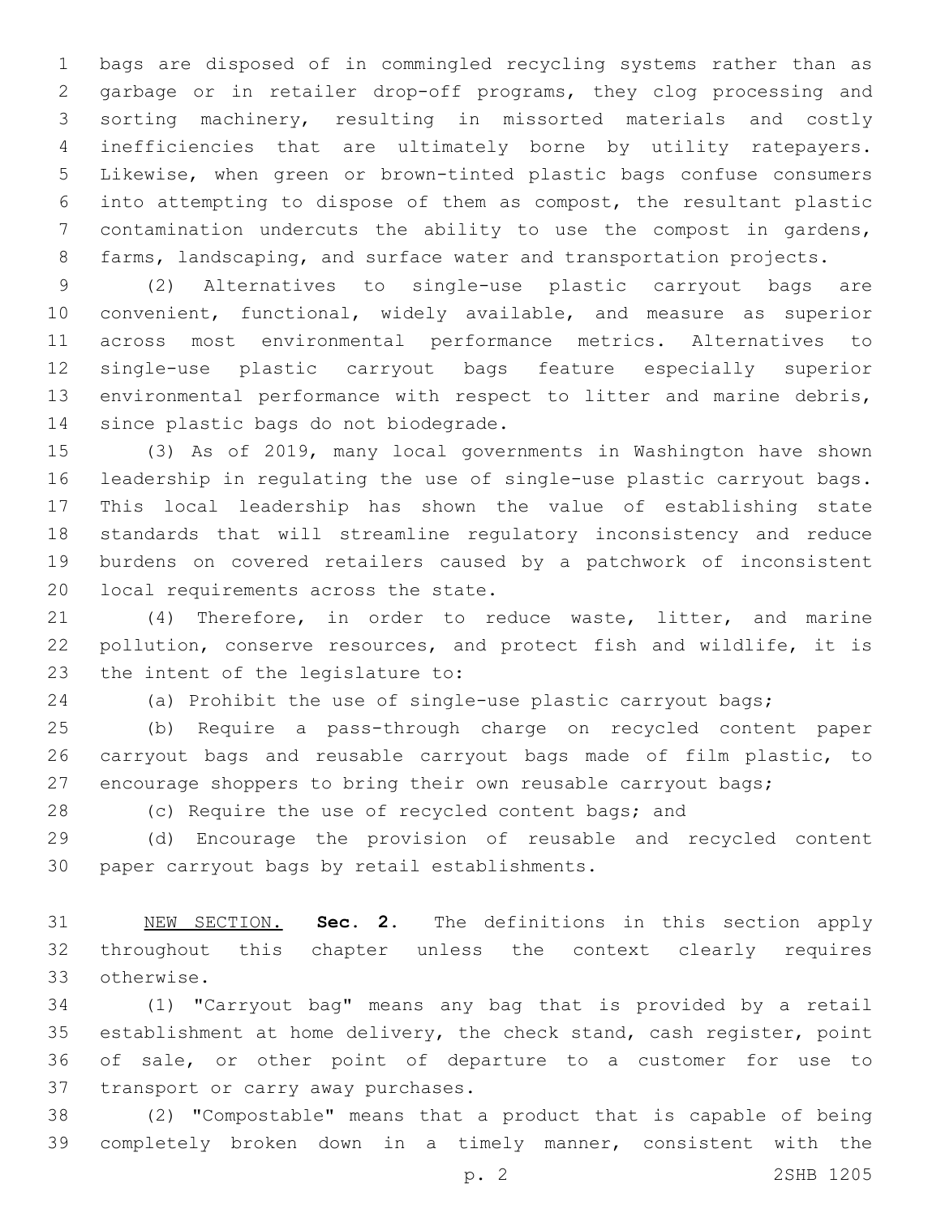bags are disposed of in commingled recycling systems rather than as garbage or in retailer drop-off programs, they clog processing and sorting machinery, resulting in missorted materials and costly inefficiencies that are ultimately borne by utility ratepayers. Likewise, when green or brown-tinted plastic bags confuse consumers into attempting to dispose of them as compost, the resultant plastic contamination undercuts the ability to use the compost in gardens, farms, landscaping, and surface water and transportation projects.

(2) Alternatives to single-use plastic carryout bags are convenient, functional, widely available, and measure as superior across most environmental performance metrics. Alternatives to single-use plastic carryout bags feature especially superior environmental performance with respect to litter and marine debris, since plastic bags do not biodegrade.

(3) As of 2019, many local governments in Washington have shown leadership in regulating the use of single-use plastic carryout bags. This local leadership has shown the value of establishing state standards that will streamline regulatory inconsistency and reduce burdens on covered retailers caused by a patchwork of inconsistent local requirements across the state.

(4) Therefore, in order to reduce waste, litter, and marine pollution, conserve resources, and protect fish and wildlife, it is the intent of the legislature to:

(a) Prohibit the use of single-use plastic carryout bags;

(b) Require a pass-through charge on recycled content paper carryout bags and reusable carryout bags made of film plastic, to encourage shoppers to bring their own reusable carryout bags;

(c) Require the use of recycled content bags; and

(d) Encourage the provision of reusable and recycled content paper carryout bags by retail establishments.

NEW SECTION. **Sec. 2.** The definitions in this section apply throughout this chapter unless the context clearly requires otherwise.

(1) "Carryout bag" means any bag that is provided by a retail establishment at home delivery, the check stand, cash register, point of sale, or other point of departure to a customer for use to transport or carry away purchases.

(2) "Compostable" means that a product that is capable of being completely broken down in a timely manner, consistent with the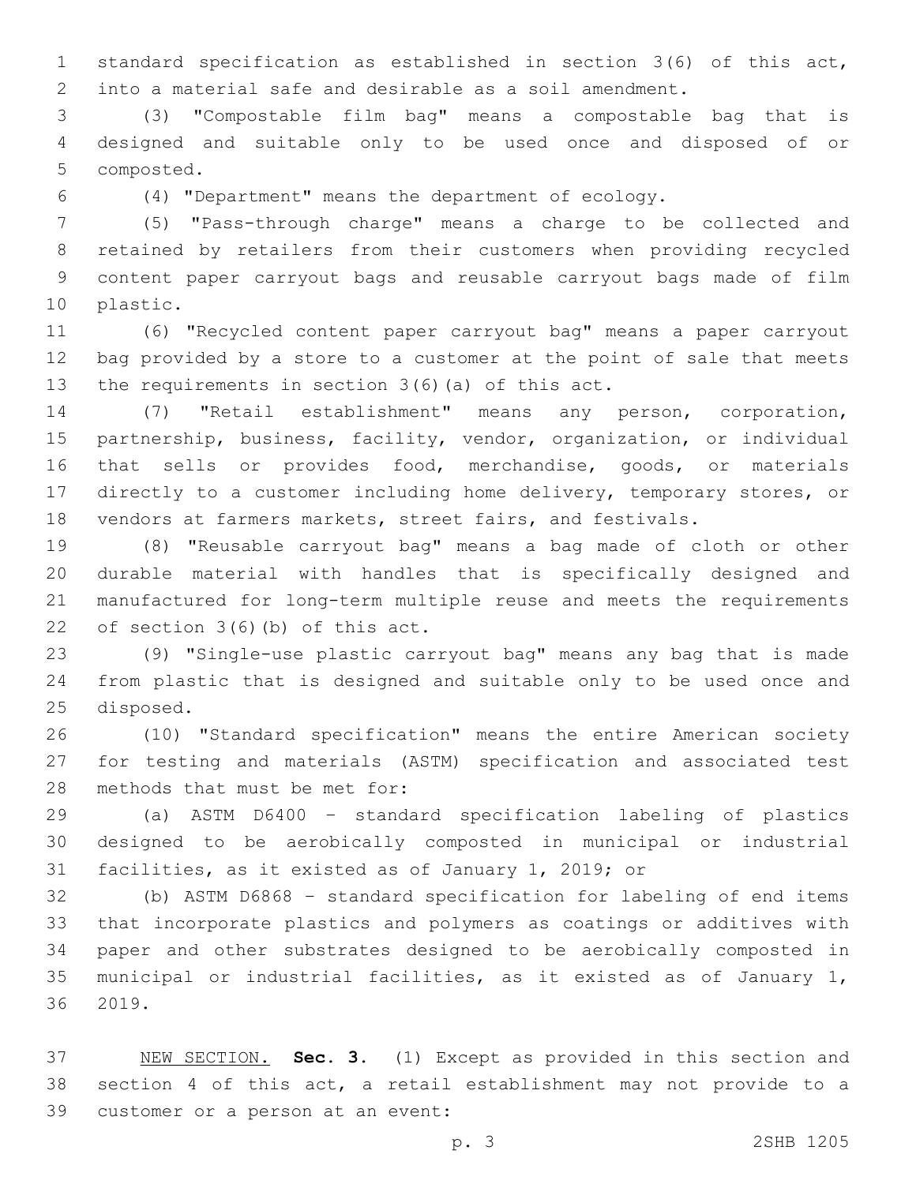standard specification as established in section 3(6) of this act, into a material safe and desirable as a soil amendment.

(3) "Compostable film bag" means a compostable bag that is designed and suitable only to be used once and disposed of or composted.

(4) "Department" means the department of ecology.

(5) "Pass-through charge" means a charge to be collected and retained by retailers from their customers when providing recycled content paper carryout bags and reusable carryout bags made of film plastic.

(6) "Recycled content paper carryout bag" means a paper carryout bag provided by a store to a customer at the point of sale that meets the requirements in section 3(6)(a) of this act.

(7) "Retail establishment" means any person, corporation, partnership, business, facility, vendor, organization, or individual that sells or provides food, merchandise, goods, or materials directly to a customer including home delivery, temporary stores, or vendors at farmers markets, street fairs, and festivals.

(8) "Reusable carryout bag" means a bag made of cloth or other durable material with handles that is specifically designed and manufactured for long-term multiple reuse and meets the requirements of section 3(6)(b) of this act.

(9) "Single-use plastic carryout bag" means any bag that is made from plastic that is designed and suitable only to be used once and disposed.

(10) "Standard specification" means the entire American society for testing and materials (ASTM) specification and associated test methods that must be met for:

(a) ASTM D6400 - standard specification labeling of plastics designed to be aerobically composted in municipal or industrial facilities, as it existed as of January 1, 2019; or

(b) ASTM D6868 - standard specification for labeling of end items that incorporate plastics and polymers as coatings or additives with paper and other substrates designed to be aerobically composted in municipal or industrial facilities, as it existed as of January 1, 2019.

NEW SECTION. **Sec. 3.** (1) Except as provided in this section and section 4 of this act, a retail establishment may not provide to a customer or a person at an event: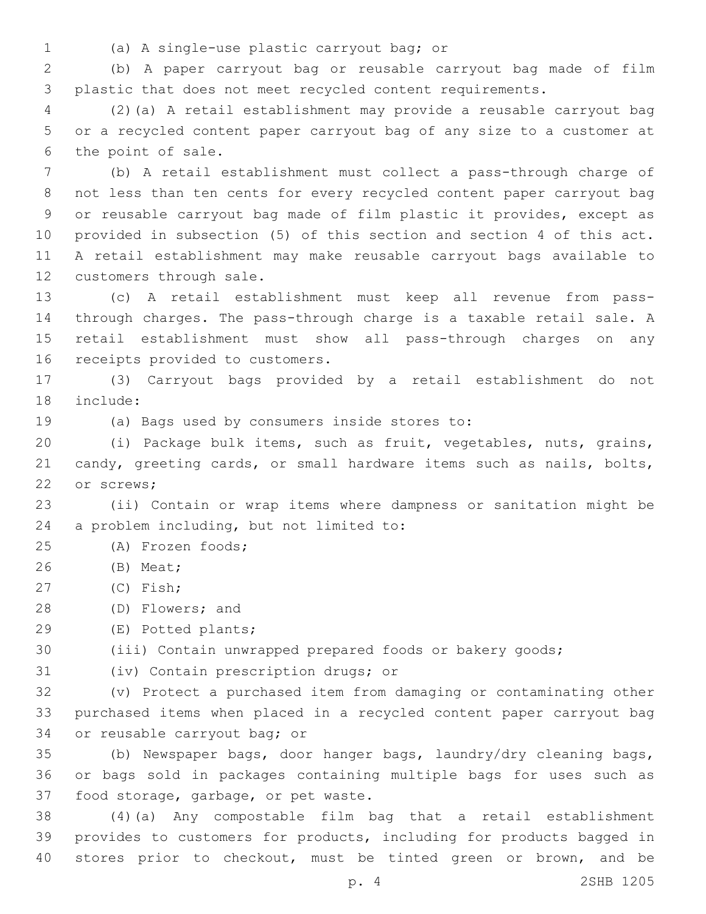(a) A single-use plastic carryout bag; or

(b) A paper carryout bag or reusable carryout bag made of film plastic that does not meet recycled content requirements.

(2)(a) A retail establishment may provide a reusable carryout bag or a recycled content paper carryout bag of any size to a customer at the point of sale.

(b) A retail establishment must collect a pass-through charge of not less than ten cents for every recycled content paper carryout bag or reusable carryout bag made of film plastic it provides, except as provided in subsection (5) of this section and section 4 of this act. A retail establishment may make reusable carryout bags available to customers through sale.

(c) A retail establishment must keep all revenue from pass-through charges. The pass-through charge is a taxable retail sale. A retail establishment must show all pass-through charges on any receipts provided to customers.

(3) Carryout bags provided by a retail establishment do not include:

(a) Bags used by consumers inside stores to:

(i) Package bulk items, such as fruit, vegetables, nuts, grains, candy, greeting cards, or small hardware items such as nails, bolts, or screws;

(ii) Contain or wrap items where dampness or sanitation might be a problem including, but not limited to:

(A) Frozen foods;

(B) Meat;

(C) Fish;

(D) Flowers; and

(E) Potted plants;

(iii) Contain unwrapped prepared foods or bakery goods;

(iv) Contain prescription drugs; or

(v) Protect a purchased item from damaging or contaminating other purchased items when placed in a recycled content paper carryout bag or reusable carryout bag; or

(b) Newspaper bags, door hanger bags, laundry/dry cleaning bags, or bags sold in packages containing multiple bags for uses such as food storage, garbage, or pet waste.

(4)(a) Any compostable film bag that a retail establishment provides to customers for products, including for products bagged in stores prior to checkout, must be tinted green or brown, and be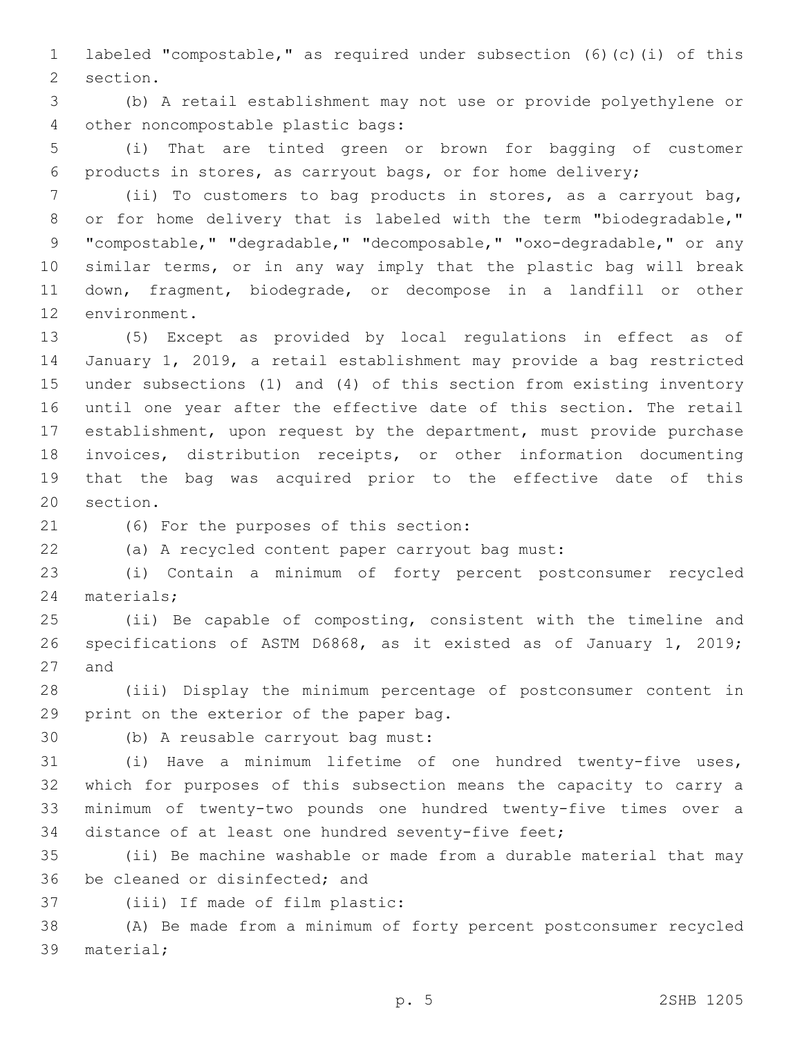labeled "compostable," as required under subsection (6)(c)(i) of this section.

(b) A retail establishment may not use or provide polyethylene or other noncompostable plastic bags:

(i) That are tinted green or brown for bagging of customer products in stores, as carryout bags, or for home delivery;

(ii) To customers to bag products in stores, as a carryout bag, or for home delivery that is labeled with the term "biodegradable," "compostable," "degradable," "decomposable," "oxo-degradable," or any similar terms, or in any way imply that the plastic bag will break down, fragment, biodegrade, or decompose in a landfill or other environment.

(5) Except as provided by local regulations in effect as of January 1, 2019, a retail establishment may provide a bag restricted under subsections (1) and (4) of this section from existing inventory until one year after the effective date of this section. The retail establishment, upon request by the department, must provide purchase invoices, distribution receipts, or other information documenting that the bag was acquired prior to the effective date of this section.

(6) For the purposes of this section:

(a) A recycled content paper carryout bag must:

(i) Contain a minimum of forty percent postconsumer recycled materials;

(ii) Be capable of composting, consistent with the timeline and specifications of ASTM D6868, as it existed as of January 1, 2019; and

(iii) Display the minimum percentage of postconsumer content in print on the exterior of the paper bag.

(b) A reusable carryout bag must:

(i) Have a minimum lifetime of one hundred twenty-five uses, which for purposes of this subsection means the capacity to carry a minimum of twenty-two pounds one hundred twenty-five times over a distance of at least one hundred seventy-five feet;

(ii) Be machine washable or made from a durable material that may be cleaned or disinfected; and

(iii) If made of film plastic:

(A) Be made from a minimum of forty percent postconsumer recycled material;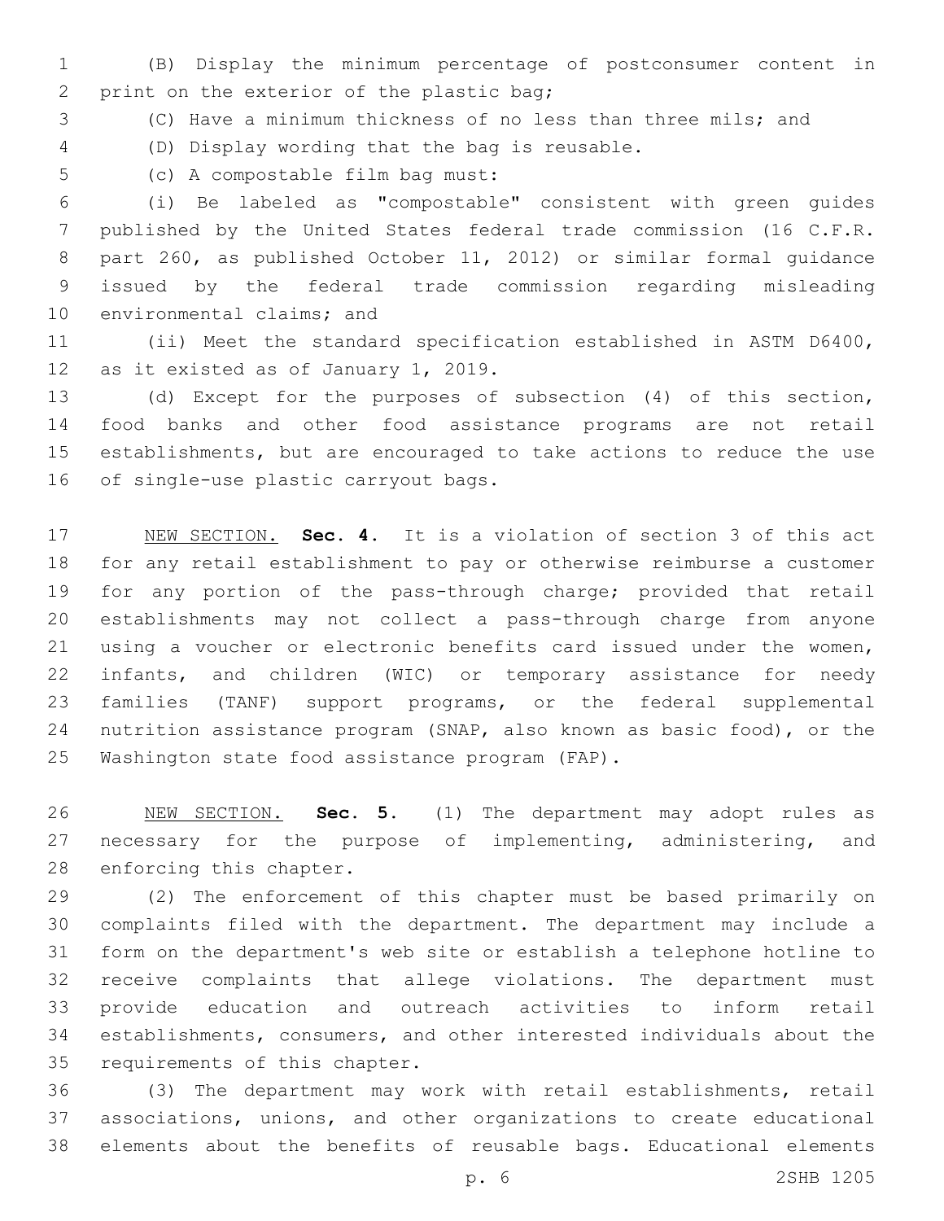(B) Display the minimum percentage of postconsumer content in print on the exterior of the plastic bag;

(C) Have a minimum thickness of no less than three mils; and

(D) Display wording that the bag is reusable.

(c) A compostable film bag must:

(i) Be labeled as "compostable" consistent with green guides published by the United States federal trade commission (16 C.F.R. part 260, as published October 11, 2012) or similar formal guidance issued by the federal trade commission regarding misleading environmental claims; and

(ii) Meet the standard specification established in ASTM D6400, as it existed as of January 1, 2019.

(d) Except for the purposes of subsection (4) of this section, food banks and other food assistance programs are not retail establishments, but are encouraged to take actions to reduce the use of single-use plastic carryout bags.

NEW SECTION. **Sec. 4.** It is a violation of section 3 of this act for any retail establishment to pay or otherwise reimburse a customer for any portion of the pass-through charge; provided that retail establishments may not collect a pass-through charge from anyone using a voucher or electronic benefits card issued under the women, infants, and children (WIC) or temporary assistance for needy families (TANF) support programs, or the federal supplemental nutrition assistance program (SNAP, also known as basic food), or the Washington state food assistance program (FAP).

NEW SECTION. **Sec. 5.** (1) The department may adopt rules as necessary for the purpose of implementing, administering, and enforcing this chapter.

(2) The enforcement of this chapter must be based primarily on complaints filed with the department. The department may include a form on the department's web site or establish a telephone hotline to receive complaints that allege violations. The department must provide education and outreach activities to inform retail establishments, consumers, and other interested individuals about the requirements of this chapter.

(3) The department may work with retail establishments, retail associations, unions, and other organizations to create educational elements about the benefits of reusable bags. Educational elements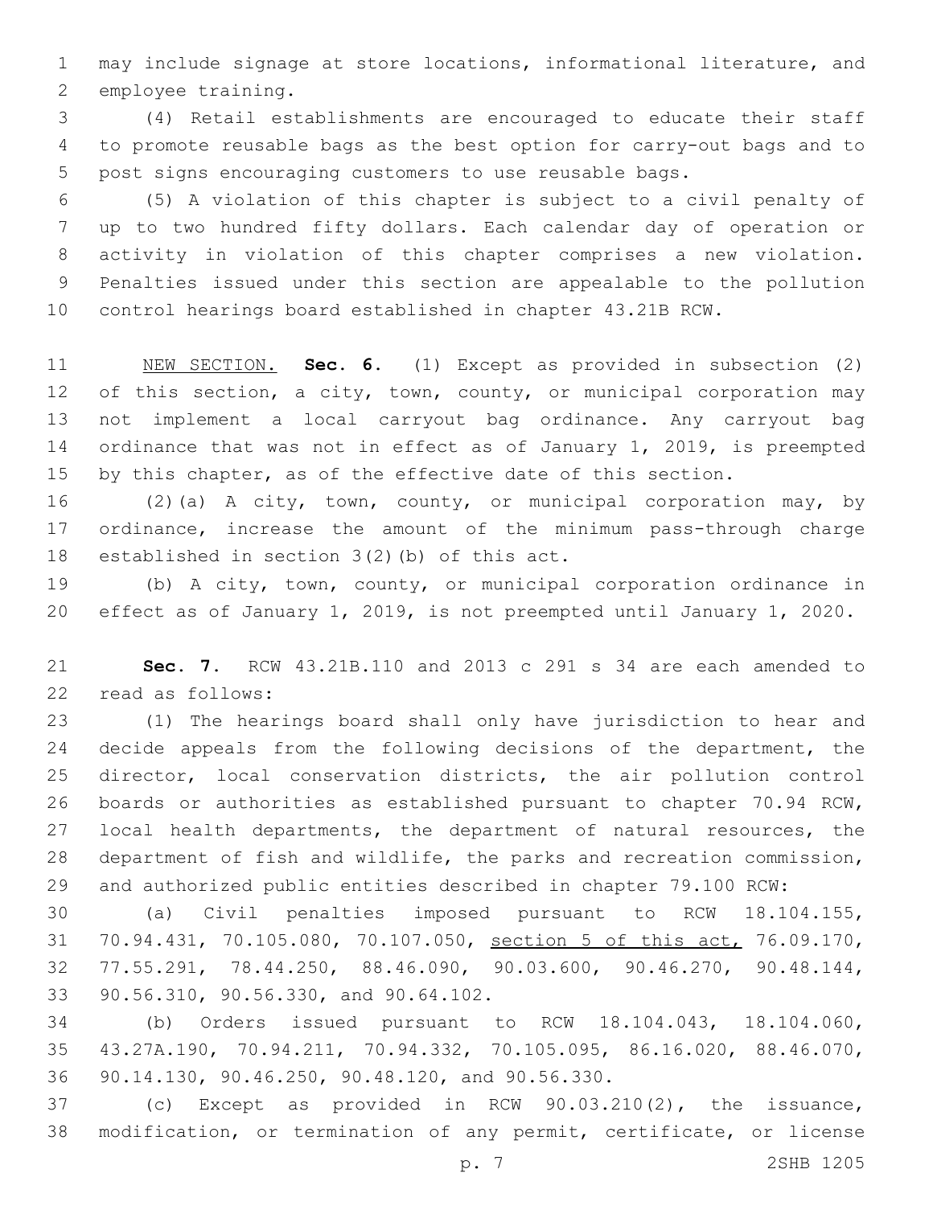may include signage at store locations, informational literature, and employee training.

(4) Retail establishments are encouraged to educate their staff to promote reusable bags as the best option for carry-out bags and to post signs encouraging customers to use reusable bags.

(5) A violation of this chapter is subject to a civil penalty of up to two hundred fifty dollars. Each calendar day of operation or activity in violation of this chapter comprises a new violation. Penalties issued under this section are appealable to the pollution control hearings board established in chapter 43.21B RCW.

NEW SECTION. **Sec. 6.** (1) Except as provided in subsection (2) of this section, a city, town, county, or municipal corporation may not implement a local carryout bag ordinance. Any carryout bag ordinance that was not in effect as of January 1, 2019, is preempted by this chapter, as of the effective date of this section.

(2)(a) A city, town, county, or municipal corporation may, by ordinance, increase the amount of the minimum pass-through charge established in section 3(2)(b) of this act.

(b) A city, town, county, or municipal corporation ordinance in effect as of January 1, 2019, is not preempted until January 1, 2020.

**Sec. 7.** RCW 43.21B.110 and 2013 c 291 s 34 are each amended to read as follows:

(1) The hearings board shall only have jurisdiction to hear and decide appeals from the following decisions of the department, the director, local conservation districts, the air pollution control boards or authorities as established pursuant to chapter 70.94 RCW, local health departments, the department of natural resources, the department of fish and wildlife, the parks and recreation commission, and authorized public entities described in chapter 79.100 RCW:

(a) Civil penalties imposed pursuant to RCW 18.104.155, 70.94.431, 70.105.080, 70.107.050, section 5 of this act, 76.09.170, 77.55.291, 78.44.250, 88.46.090, 90.03.600, 90.46.270, 90.48.144, 90.56.310, 90.56.330, and 90.64.102.

(b) Orders issued pursuant to RCW 18.104.043, 18.104.060, 43.27A.190, 70.94.211, 70.94.332, 70.105.095, 86.16.020, 88.46.070, 90.14.130, 90.46.250, 90.48.120, and 90.56.330.

(c) Except as provided in RCW 90.03.210(2), the issuance, modification, or termination of any permit, certificate, or license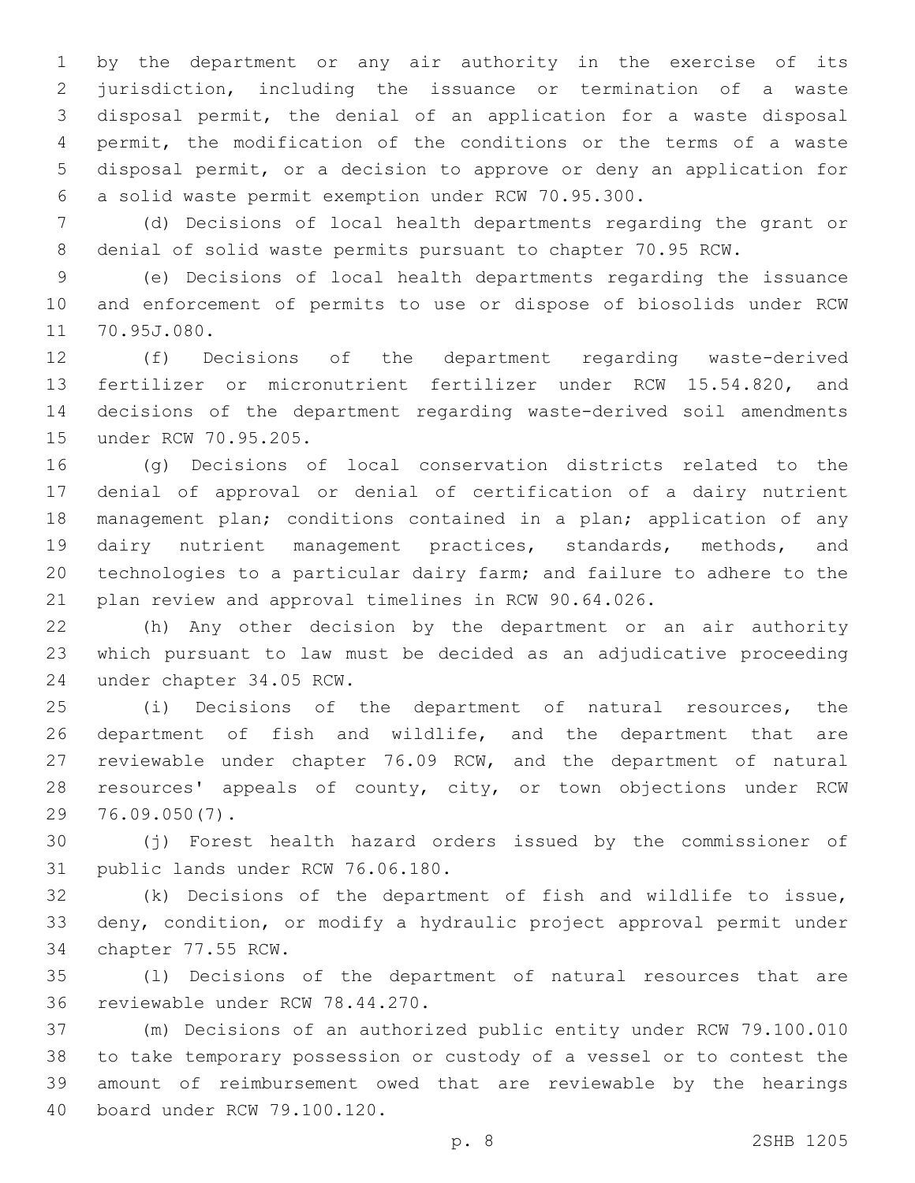by the department or any air authority in the exercise of its jurisdiction, including the issuance or termination of a waste disposal permit, the denial of an application for a waste disposal permit, the modification of the conditions or the terms of a waste disposal permit, or a decision to approve or deny an application for a solid waste permit exemption under RCW 70.95.300.

(d) Decisions of local health departments regarding the grant or denial of solid waste permits pursuant to chapter 70.95 RCW.

(e) Decisions of local health departments regarding the issuance and enforcement of permits to use or dispose of biosolids under RCW 70.95J.080.

(f) Decisions of the department regarding waste-derived fertilizer or micronutrient fertilizer under RCW 15.54.820, and decisions of the department regarding waste-derived soil amendments under RCW 70.95.205.

(g) Decisions of local conservation districts related to the denial of approval or denial of certification of a dairy nutrient management plan; conditions contained in a plan; application of any dairy nutrient management practices, standards, methods, and technologies to a particular dairy farm; and failure to adhere to the plan review and approval timelines in RCW 90.64.026.

(h) Any other decision by the department or an air authority which pursuant to law must be decided as an adjudicative proceeding under chapter 34.05 RCW.

(i) Decisions of the department of natural resources, the department of fish and wildlife, and the department that are reviewable under chapter 76.09 RCW, and the department of natural resources' appeals of county, city, or town objections under RCW 76.09.050(7).

(j) Forest health hazard orders issued by the commissioner of public lands under RCW 76.06.180.

(k) Decisions of the department of fish and wildlife to issue, deny, condition, or modify a hydraulic project approval permit under chapter 77.55 RCW.

(l) Decisions of the department of natural resources that are reviewable under RCW 78.44.270.

(m) Decisions of an authorized public entity under RCW 79.100.010 to take temporary possession or custody of a vessel or to contest the amount of reimbursement owed that are reviewable by the hearings board under RCW 79.100.120.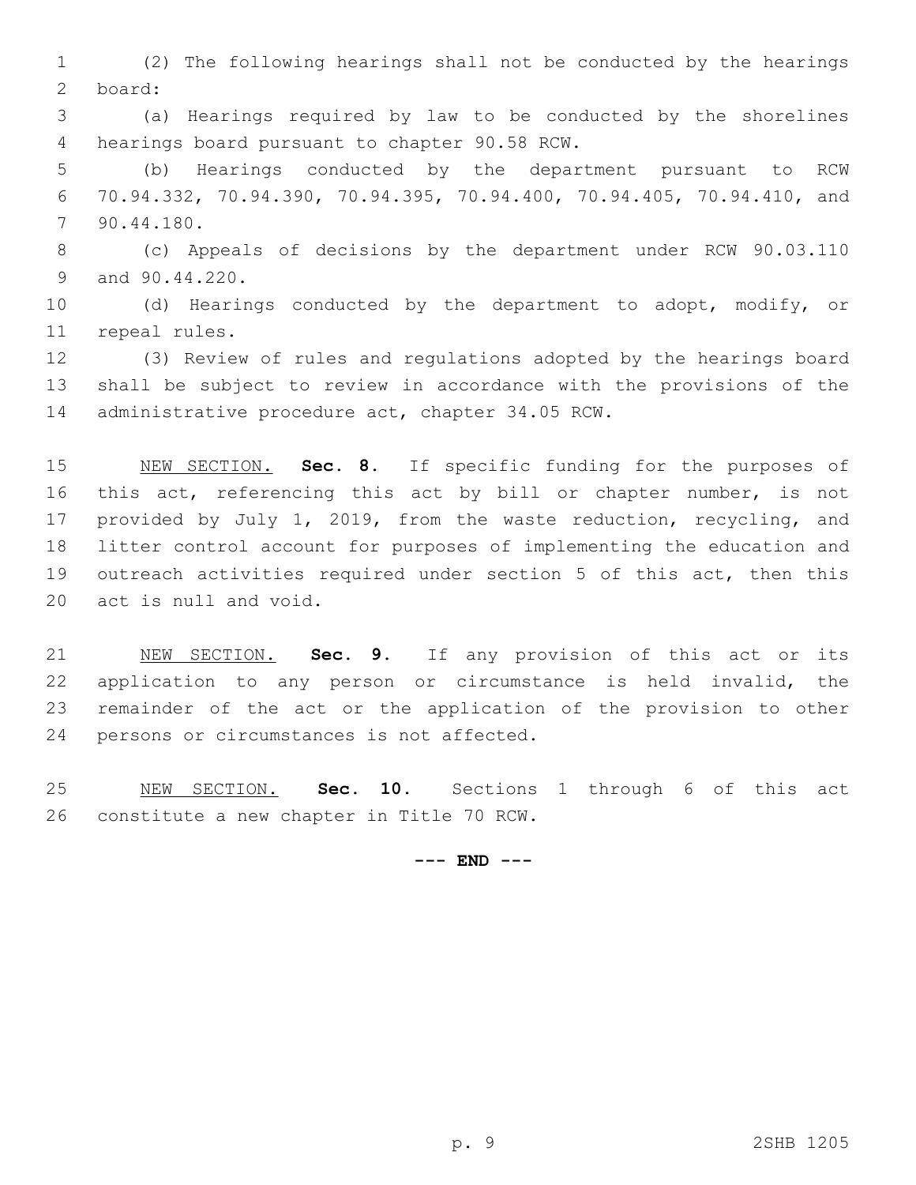(2) The following hearings shall not be conducted by the hearings board:

(a) Hearings required by law to be conducted by the shorelines hearings board pursuant to chapter 90.58 RCW.

(b) Hearings conducted by the department pursuant to RCW 70.94.332, 70.94.390, 70.94.395, 70.94.400, 70.94.405, 70.94.410, and 90.44.180.

(c) Appeals of decisions by the department under RCW 90.03.110 and 90.44.220.

(d) Hearings conducted by the department to adopt, modify, or repeal rules.

(3) Review of rules and regulations adopted by the hearings board shall be subject to review in accordance with the provisions of the administrative procedure act, chapter 34.05 RCW.

NEW SECTION. **Sec. 8.** If specific funding for the purposes of this act, referencing this act by bill or chapter number, is not provided by July 1, 2019, from the waste reduction, recycling, and litter control account for purposes of implementing the education and outreach activities required under section 5 of this act, then this act is null and void.

NEW SECTION. **Sec. 9.** If any provision of this act or its application to any person or circumstance is held invalid, the remainder of the act or the application of the provision to other persons or circumstances is not affected.

NEW SECTION. **Sec. 10.** Sections 1 through 6 of this act constitute a new chapter in Title 70 RCW.

**--- END ---**